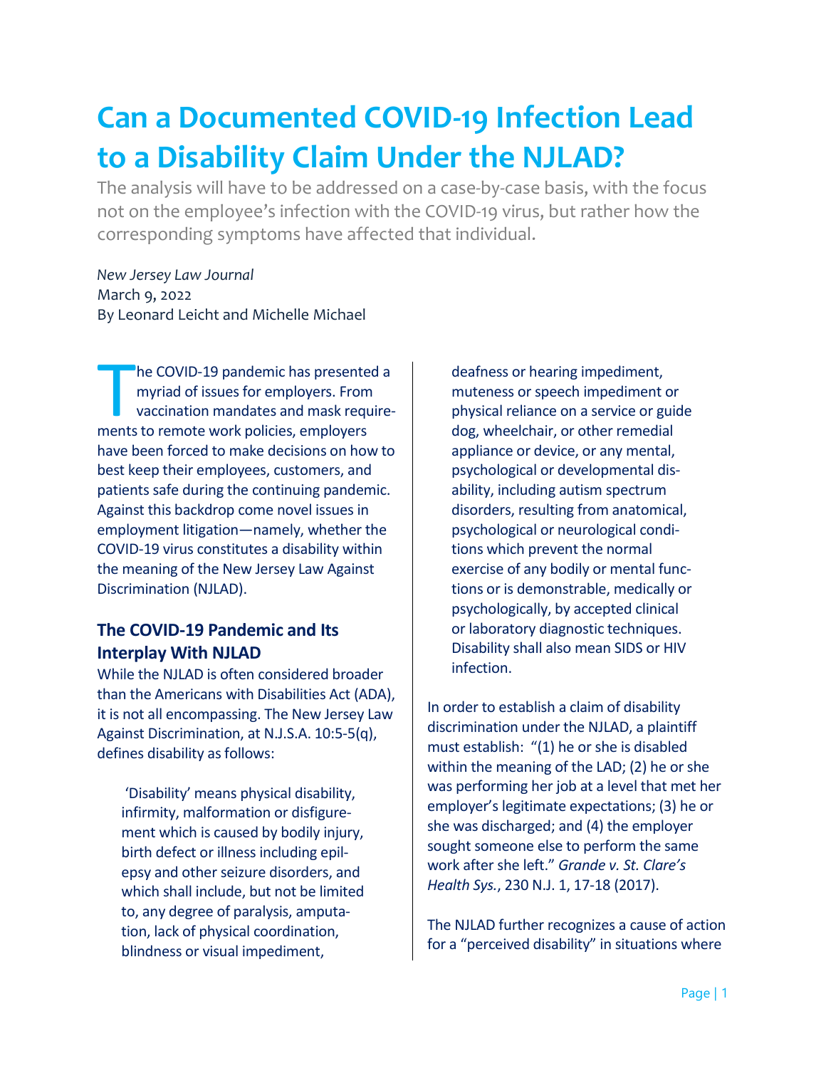# Can a Documented COVID-19 Infection Lead to a Disability Claim Under the NJLAD?

The analysis will have to be addressed on a case-by-case basis, with the focus not on the employee's infection with the COVID-19 virus, but rather how the corresponding symptoms have affected that individual.

*New Jersey Law Journal*
March 9, 2022
By Leonard Leicht and Michelle Michael

The COVID-19 pandemic has presented a myriad of issues for employers. From vaccination mandates and mask requirements to remote work policies, employers have been forced to make decisions on how to best keep their employees, customers, and patients safe during the continuing pandemic. Against this backdrop come novel issues in employment litigation—namely, whether the COVID-19 virus constitutes a disability within the meaning of the New Jersey Law Against Discrimination (NJLAD).

## The COVID-19 Pandemic and Its Interplay With NJLAD

While the NJLAD is often considered broader than the Americans with Disabilities Act (ADA), it is not all encompassing. The New Jersey Law Against Discrimination, at N.J.S.A. 10:5-5(q), defines disability as follows:

> 'Disability' means physical disability, infirmity, malformation or disfigurement which is caused by bodily injury, birth defect or illness including epilepsy and other seizure disorders, and which shall include, but not be limited to, any degree of paralysis, amputation, lack of physical coordination, blindness or visual impediment, deafness or hearing impediment, muteness or speech impediment or physical reliance on a service or guide dog, wheelchair, or other remedial appliance or device, or any mental, psychological or developmental disability, including autism spectrum disorders, resulting from anatomical, psychological or neurological conditions which prevent the normal exercise of any bodily or mental functions or is demonstrable, medically or psychologically, by accepted clinical or laboratory diagnostic techniques. Disability shall also mean SIDS or HIV infection.

In order to establish a claim of disability discrimination under the NJLAD, a plaintiff must establish: "(1) he or she is disabled within the meaning of the LAD; (2) he or she was performing her job at a level that met her employer's legitimate expectations; (3) he or she was discharged; and (4) the employer sought someone else to perform the same work after she left." *Grande v. St. Clare's Health Sys.*, 230 N.J. 1, 17-18 (2017).

The NJLAD further recognizes a cause of action for a "perceived disability" in situations where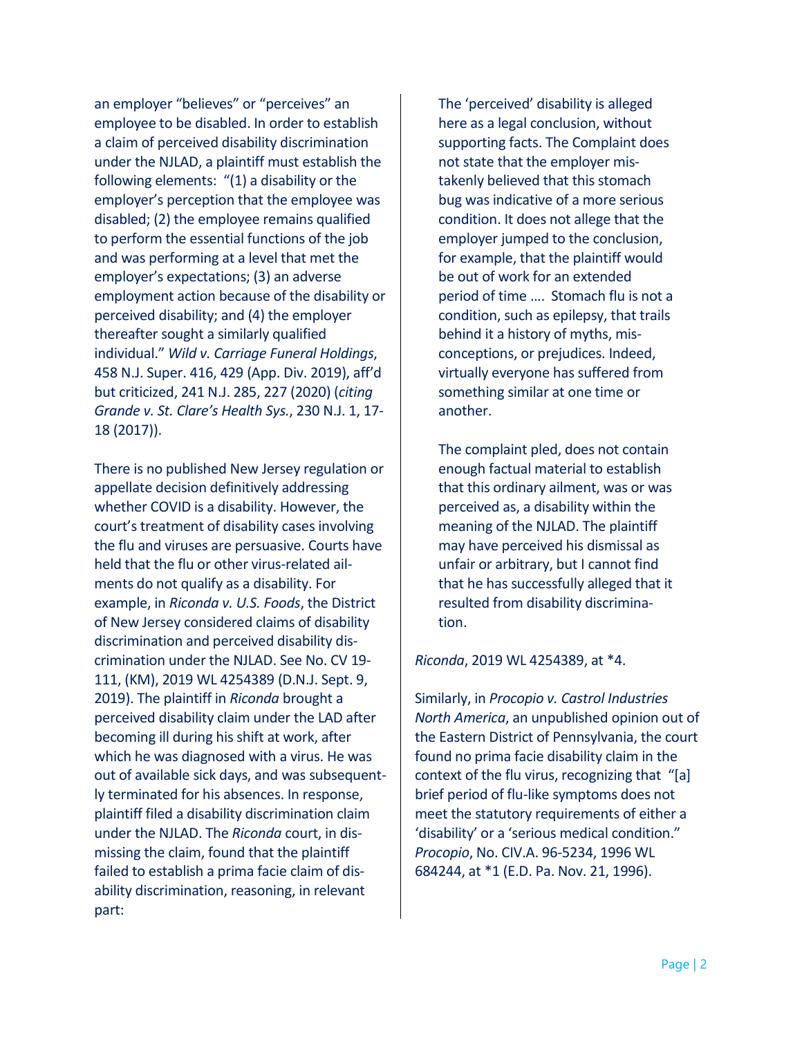an employer "believes" or "perceives" an employee to be disabled. In order to establish a claim of perceived disability discrimination under the NJLAD, a plaintiff must establish the following elements: "(1) a disability or the employer's perception that the employee was disabled; (2) the employee remains qualified to perform the essential functions of the job and was performing at a level that met the employer's expectations; (3) an adverse employment action because of the disability or perceived disability; and (4) the employer thereafter sought a similarly qualified individual." *Wild v. Carriage Funeral Holdings*, 458 N.J. Super. 416, 429 (App. Div. 2019), aff'd but criticized, 241 N.J. 285, 227 (2020) (*citing Grande v. St. Clare's Health Sys.*, 230 N.J. 1, 17-18 (2017)).

There is no published New Jersey regulation or appellate decision definitively addressing whether COVID is a disability. However, the court's treatment of disability cases involving the flu and viruses are persuasive. Courts have held that the flu or other virus-related ailments do not qualify as a disability. For example, in *Riconda v. U.S. Foods*, the District of New Jersey considered claims of disability discrimination and perceived disability discrimination under the NJLAD. See No. CV 19-111, (KM), 2019 WL 4254389 (D.N.J. Sept. 9, 2019). The plaintiff in *Riconda* brought a perceived disability claim under the LAD after becoming ill during his shift at work, after which he was diagnosed with a virus. He was out of available sick days, and was subsequently terminated for his absences. In response, plaintiff filed a disability discrimination claim under the NJLAD. The *Riconda* court, in dismissing the claim, found that the plaintiff failed to establish a prima facie claim of disability discrimination, reasoning, in relevant part:

> The 'perceived' disability is alleged here as a legal conclusion, without supporting facts. The Complaint does not state that the employer mistakenly believed that this stomach bug was indicative of a more serious condition. It does not allege that the employer jumped to the conclusion, for example, that the plaintiff would be out of work for an extended period of time …. Stomach flu is not a condition, such as epilepsy, that trails behind it a history of myths, misconceptions, or prejudices. Indeed, virtually everyone has suffered from something similar at one time or another.
>
> The complaint pled, does not contain enough factual material to establish that this ordinary ailment, was or was perceived as, a disability within the meaning of the NJLAD. The plaintiff may have perceived his dismissal as unfair or arbitrary, but I cannot find that he has successfully alleged that it resulted from disability discrimination.

*Riconda*, 2019 WL 4254389, at *4.

Similarly, in *Procopio v. Castrol Industries North America*, an unpublished opinion out of the Eastern District of Pennsylvania, the court found no prima facie disability claim in the context of the flu virus, recognizing that "[a] brief period of flu-like symptoms does not meet the statutory requirements of either a 'disability' or a 'serious medical condition." *Procopio*, No. CIV.A. 96-5234, 1996 WL 684244, at *1 (E.D. Pa. Nov. 21, 1996).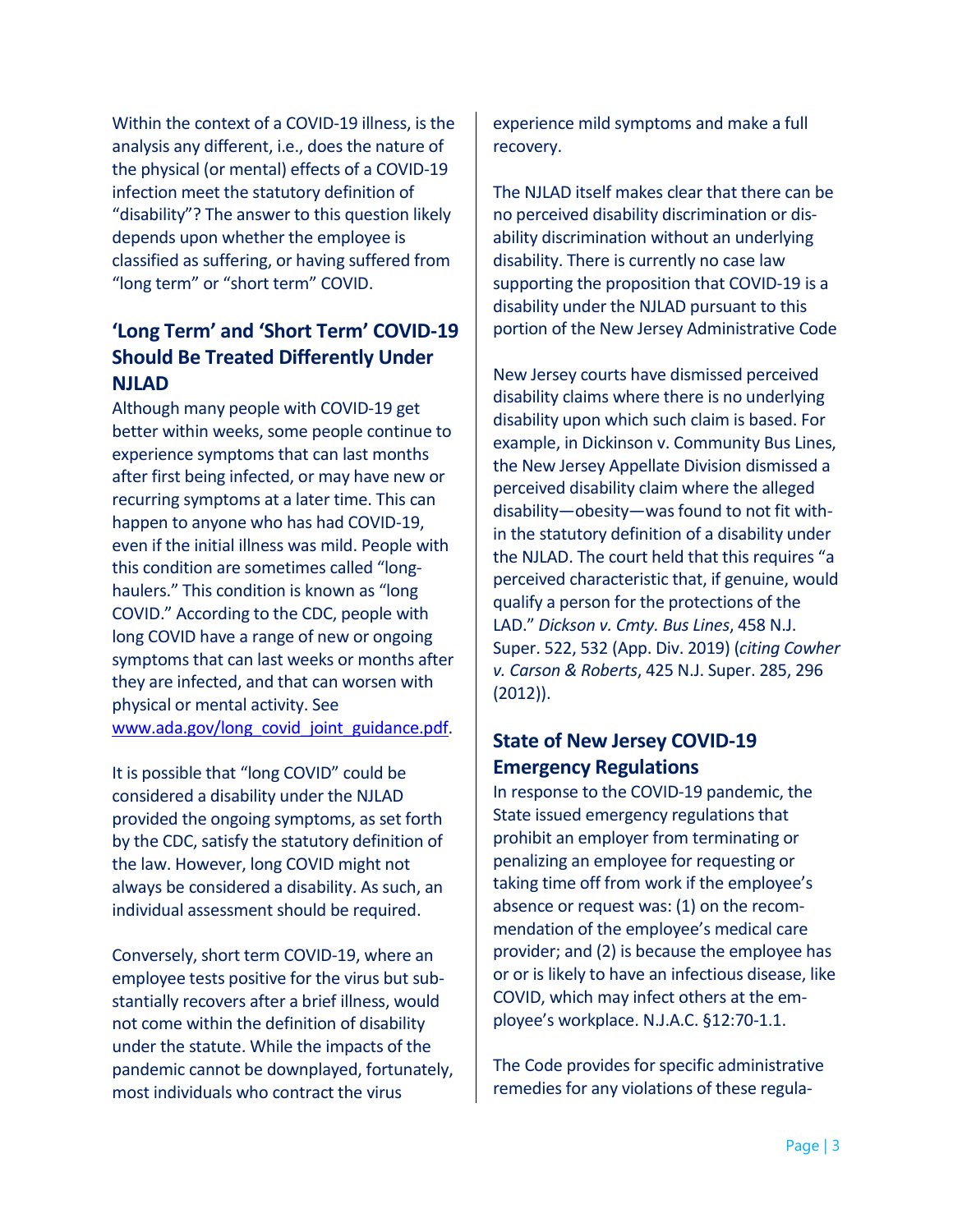Within the context of a COVID-19 illness, is the analysis any different, i.e., does the nature of the physical (or mental) effects of a COVID-19 infection meet the statutory definition of "disability"? The answer to this question likely depends upon whether the employee is classified as suffering, or having suffered from "long term" or "short term" COVID.

## 'Long Term' and 'Short Term' COVID-19 Should Be Treated Differently Under NJLAD

Although many people with COVID-19 get better within weeks, some people continue to experience symptoms that can last months after first being infected, or may have new or recurring symptoms at a later time. This can happen to anyone who has had COVID-19, even if the initial illness was mild. People with this condition are sometimes called "long-haulers." This condition is known as "long COVID." According to the CDC, people with long COVID have a range of new or ongoing symptoms that can last weeks or months after they are infected, and that can worsen with physical or mental activity. See www.ada.gov/long_covid_joint_guidance.pdf.

It is possible that "long COVID" could be considered a disability under the NJLAD provided the ongoing symptoms, as set forth by the CDC, satisfy the statutory definition of the law. However, long COVID might not always be considered a disability. As such, an individual assessment should be required.

Conversely, short term COVID-19, where an employee tests positive for the virus but substantially recovers after a brief illness, would not come within the definition of disability under the statute. While the impacts of the pandemic cannot be downplayed, fortunately, most individuals who contract the virus experience mild symptoms and make a full recovery.

The NJLAD itself makes clear that there can be no perceived disability discrimination or disability discrimination without an underlying disability. There is currently no case law supporting the proposition that COVID-19 is a disability under the NJLAD pursuant to this portion of the New Jersey Administrative Code

New Jersey courts have dismissed perceived disability claims where there is no underlying disability upon which such claim is based. For example, in Dickinson v. Community Bus Lines, the New Jersey Appellate Division dismissed a perceived disability claim where the alleged disability—obesity—was found to not fit within the statutory definition of a disability under the NJLAD. The court held that this requires "a perceived characteristic that, if genuine, would qualify a person for the protections of the LAD." *Dickson v. Cmty. Bus Lines*, 458 N.J. Super. 522, 532 (App. Div. 2019) (*citing Cowher v. Carson & Roberts*, 425 N.J. Super. 285, 296 (2012)).

## State of New Jersey COVID-19 Emergency Regulations

In response to the COVID-19 pandemic, the State issued emergency regulations that prohibit an employer from terminating or penalizing an employee for requesting or taking time off from work if the employee's absence or request was: (1) on the recommendation of the employee's medical care provider; and (2) is because the employee has or or is likely to have an infectious disease, like COVID, which may infect others at the employee's workplace. N.J.A.C. §12:70-1.1.

The Code provides for specific administrative remedies for any violations of these regula-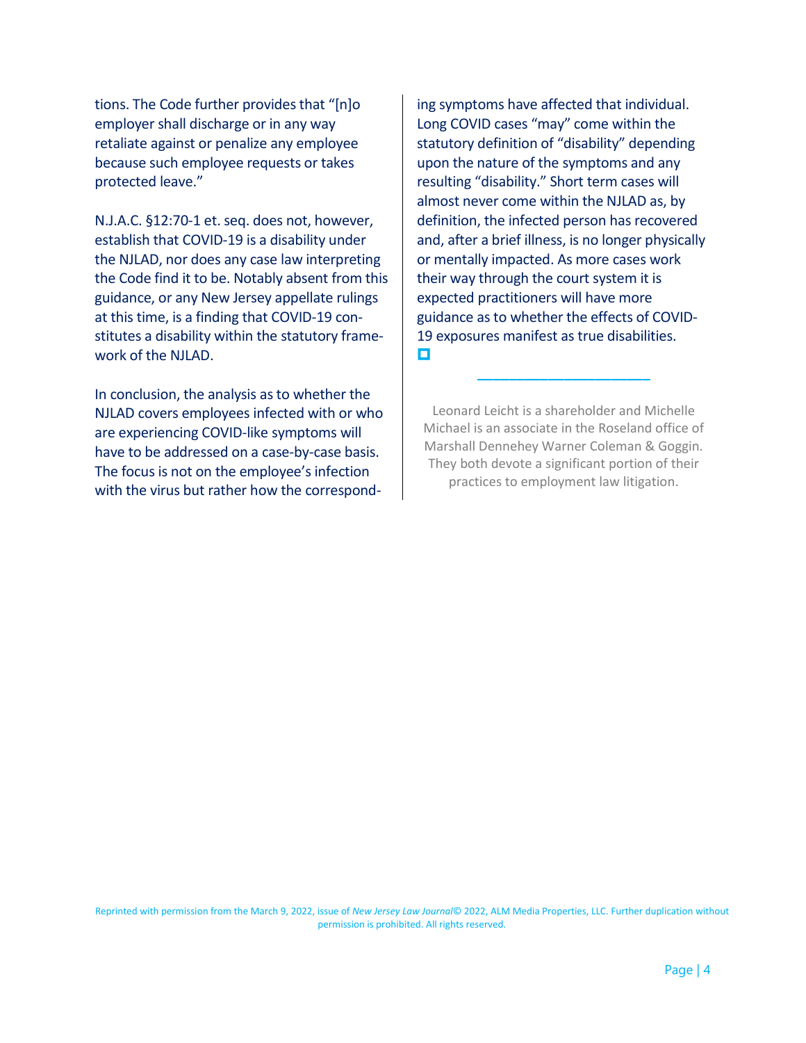tions. The Code further provides that "[n]o employer shall discharge or in any way retaliate against or penalize any employee because such employee requests or takes protected leave."

N.J.A.C. §12:70-1 et. seq. does not, however, establish that COVID-19 is a disability under the NJLAD, nor does any case law interpreting the Code find it to be. Notably absent from this guidance, or any New Jersey appellate rulings at this time, is a finding that COVID-19 constitutes a disability within the statutory framework of the NJLAD.

In conclusion, the analysis as to whether the NJLAD covers employees infected with or who are experiencing COVID-like symptoms will have to be addressed on a case-by-case basis. The focus is not on the employee's infection with the virus but rather how the corresponding symptoms have affected that individual. Long COVID cases "may" come within the statutory definition of "disability" depending upon the nature of the symptoms and any resulting "disability." Short term cases will almost never come within the NJLAD as, by definition, the infected person has recovered and, after a brief illness, is no longer physically or mentally impacted. As more cases work their way through the court system it is expected practitioners will have more guidance as to whether the effects of COVID-19 exposures manifest as true disabilities. ◘

---

Leonard Leicht is a shareholder and Michelle Michael is an associate in the Roseland office of Marshall Dennehey Warner Coleman & Goggin. They both devote a significant portion of their practices to employment law litigation.

Reprinted with permission from the March 9, 2022, issue of *New Jersey Law Journal*© 2022, ALM Media Properties, LLC. Further duplication without permission is prohibited. All rights reserved.